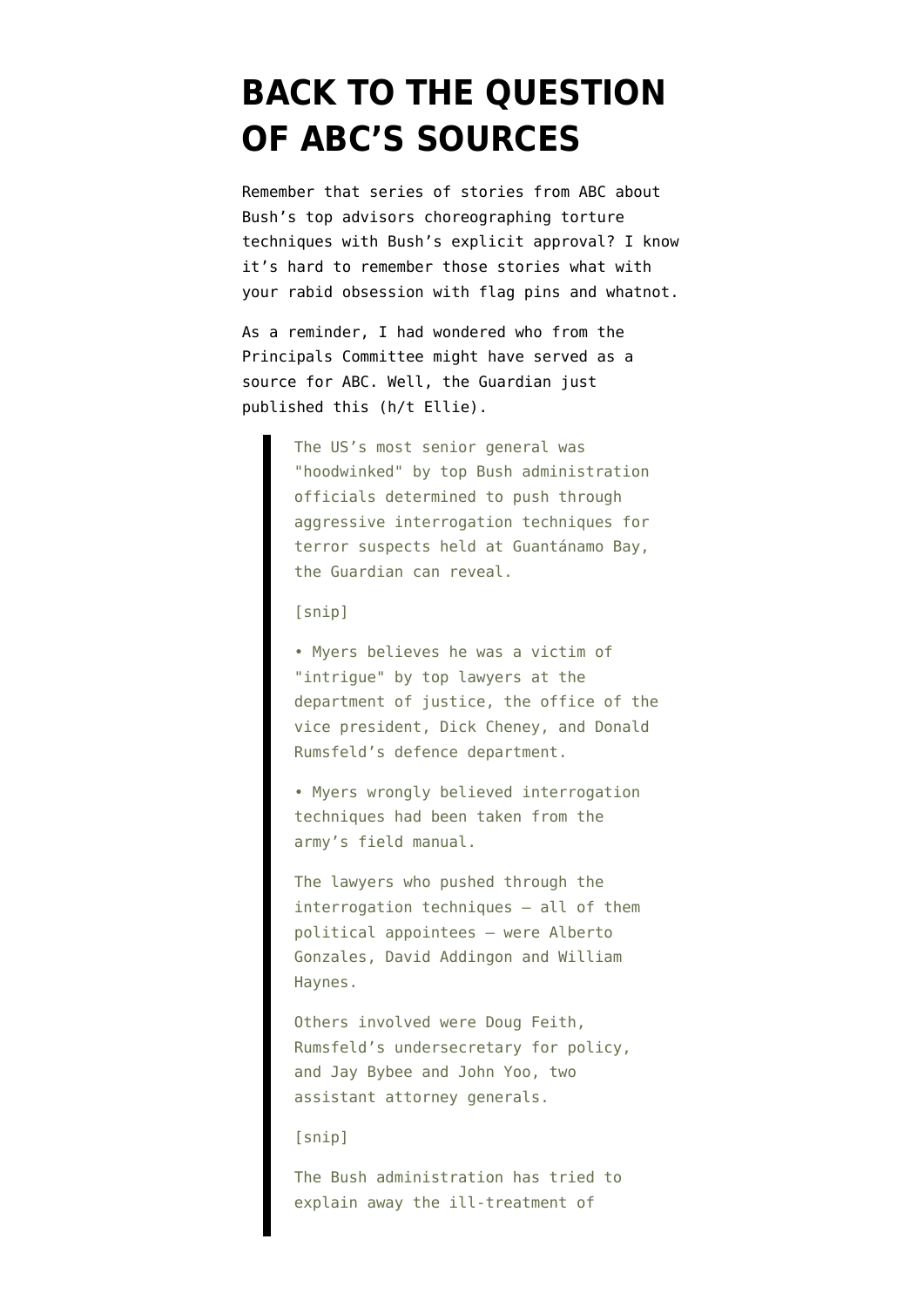# BACK TO THE QUESTION OF ABC'S SOURCES

Remember that series of stories from ABC about Bush's top advisors choreographing torture techniques with Bush's explicit approval? I know it's hard to remember those stories what with your rabid obsession with flag pins and whatnot.

As a reminder, I had wondered who from the Principals Committee might have served as a source for ABC. Well, the Guardian just published this (h/t Ellie).

> The US's most senior general was "hoodwinked" by top Bush administration officials determined to push through aggressive interrogation techniques for terror suspects held at Guantánamo Bay, the Guardian can reveal.
>
> [snip]
>
> • Myers believes he was a victim of "intrigue" by top lawyers at the department of justice, the office of the vice president, Dick Cheney, and Donald Rumsfeld's defence department.
>
> • Myers wrongly believed interrogation techniques had been taken from the army's field manual.
>
> The lawyers who pushed through the interrogation techniques – all of them political appointees – were Alberto Gonzales, David Addingon and William Haynes.
>
> Others involved were Doug Feith, Rumsfeld's undersecretary for policy, and Jay Bybee and John Yoo, two assistant attorney generals.
>
> [snip]
>
> The Bush administration has tried to explain away the ill-treatment of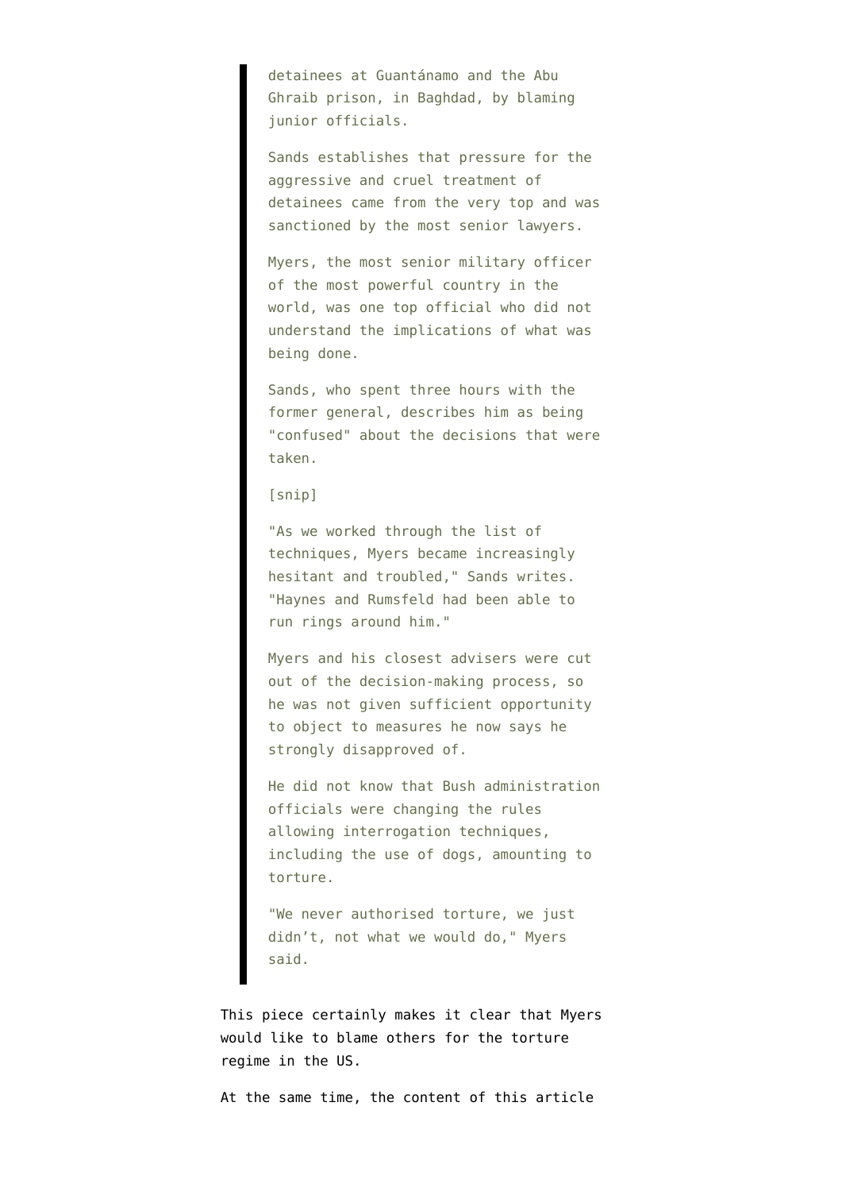> detainees at Guantánamo and the Abu Ghraib prison, in Baghdad, by blaming junior officials.
>
> Sands establishes that pressure for the aggressive and cruel treatment of detainees came from the very top and was sanctioned by the most senior lawyers.
>
> Myers, the most senior military officer of the most powerful country in the world, was one top official who did not understand the implications of what was being done.
>
> Sands, who spent three hours with the former general, describes him as being "confused" about the decisions that were taken.
>
> [snip]
>
> "As we worked through the list of techniques, Myers became increasingly hesitant and troubled," Sands writes. "Haynes and Rumsfeld had been able to run rings around him."
>
> Myers and his closest advisers were cut out of the decision-making process, so he was not given sufficient opportunity to object to measures he now says he strongly disapproved of.
>
> He did not know that Bush administration officials were changing the rules allowing interrogation techniques, including the use of dogs, amounting to torture.
>
> "We never authorised torture, we just didn't, not what we would do," Myers said.

This piece certainly makes it clear that Myers would like to blame others for the torture regime in the US.

At the same time, the content of this article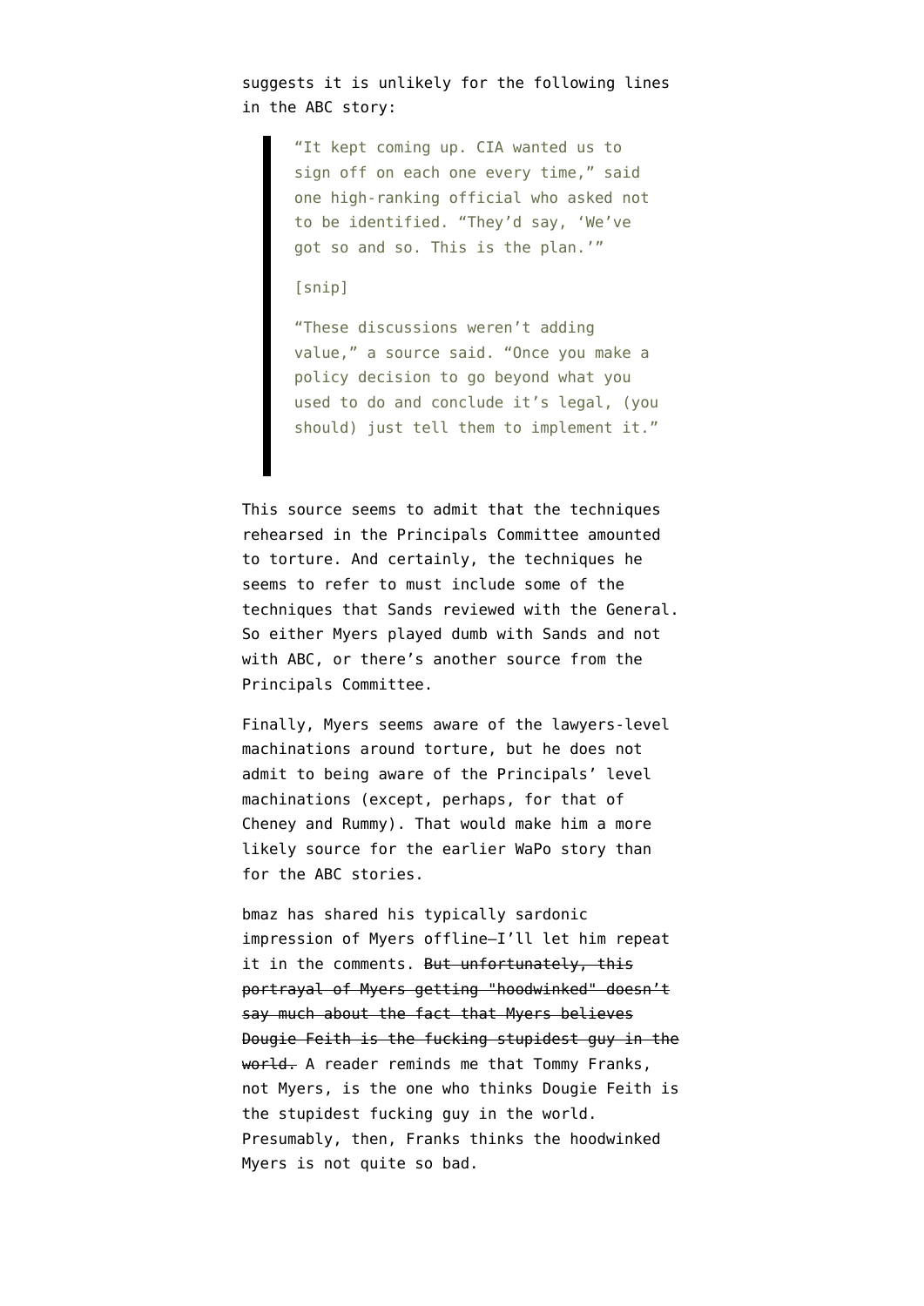suggests it is unlikely for the following lines in the ABC story:

> "It kept coming up. CIA wanted us to sign off on each one every time," said one high-ranking official who asked not to be identified. "They'd say, 'We've got so and so. This is the plan.'"
>
> [snip]
>
> "These discussions weren't adding value," a source said. "Once you make a policy decision to go beyond what you used to do and conclude it's legal, (you should) just tell them to implement it."

This source seems to admit that the techniques rehearsed in the Principals Committee amounted to torture. And certainly, the techniques he seems to refer to must include some of the techniques that Sands reviewed with the General. So either Myers played dumb with Sands and not with ABC, or there's another source from the Principals Committee.

Finally, Myers seems aware of the lawyers-level machinations around torture, but he does not admit to being aware of the Principals' level machinations (except, perhaps, for that of Cheney and Rummy). That would make him a more likely source for the earlier WaPo story than for the ABC stories.

bmaz has shared his typically sardonic impression of Myers offline—I'll let him repeat it in the comments. ~~But unfortunately, this portrayal of Myers getting "hoodwinked" doesn't say much about the fact that Myers believes Dougie Feith is the fucking stupidest guy in the world.~~ A reader reminds me that Tommy Franks, not Myers, is the one who thinks Dougie Feith is the stupidest fucking guy in the world. Presumably, then, Franks thinks the hoodwinked Myers is not quite so bad.